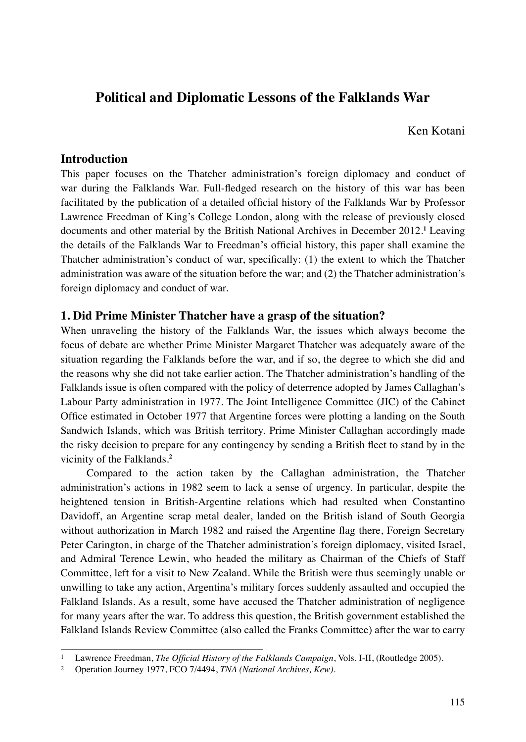# Political and Diplomatic Lessons of the Falklands War

Ken Kotani

## Introduction

This paper focuses on the Thatcher administration's foreign diplomacy and conduct of war during the Falklands War. Full-fledged research on the history of this war has been facilitated by the publication of a detailed official history of the Falklands War by Professor Lawrence Freedman of King's College London, along with the release of previously closed documents and other material by the British National Archives in December 2012.[1] Leaving the details of the Falklands War to Freedman's official history, this paper shall examine the Thatcher administration's conduct of war, specifically: (1) the extent to which the Thatcher administration was aware of the situation before the war; and (2) the Thatcher administration's foreign diplomacy and conduct of war.

## 1. Did Prime Minister Thatcher have a grasp of the situation?

When unraveling the history of the Falklands War, the issues which always become the focus of debate are whether Prime Minister Margaret Thatcher was adequately aware of the situation regarding the Falklands before the war, and if so, the degree to which she did and the reasons why she did not take earlier action. The Thatcher administration's handling of the Falklands issue is often compared with the policy of deterrence adopted by James Callaghan's Labour Party administration in 1977. The Joint Intelligence Committee (JIC) of the Cabinet Office estimated in October 1977 that Argentine forces were plotting a landing on the South Sandwich Islands, which was British territory. Prime Minister Callaghan accordingly made the risky decision to prepare for any contingency by sending a British fleet to stand by in the vicinity of the Falklands.[2]

Compared to the action taken by the Callaghan administration, the Thatcher administration's actions in 1982 seem to lack a sense of urgency. In particular, despite the heightened tension in British-Argentine relations which had resulted when Constantino Davidoff, an Argentine scrap metal dealer, landed on the British island of South Georgia without authorization in March 1982 and raised the Argentine flag there, Foreign Secretary Peter Carington, in charge of the Thatcher administration's foreign diplomacy, visited Israel, and Admiral Terence Lewin, who headed the military as Chairman of the Chiefs of Staff Committee, left for a visit to New Zealand. While the British were thus seemingly unable or unwilling to take any action, Argentina's military forces suddenly assaulted and occupied the Falkland Islands. As a result, some have accused the Thatcher administration of negligence for many years after the war. To address this question, the British government established the Falkland Islands Review Committee (also called the Franks Committee) after the war to carry

---

[1] Lawrence Freedman, *The Official History of the Falklands Campaign*, Vols. I-II, (Routledge 2005).

[2] Operation Journey 1977, FCO 7/4494, *TNA (National Archives, Kew)*.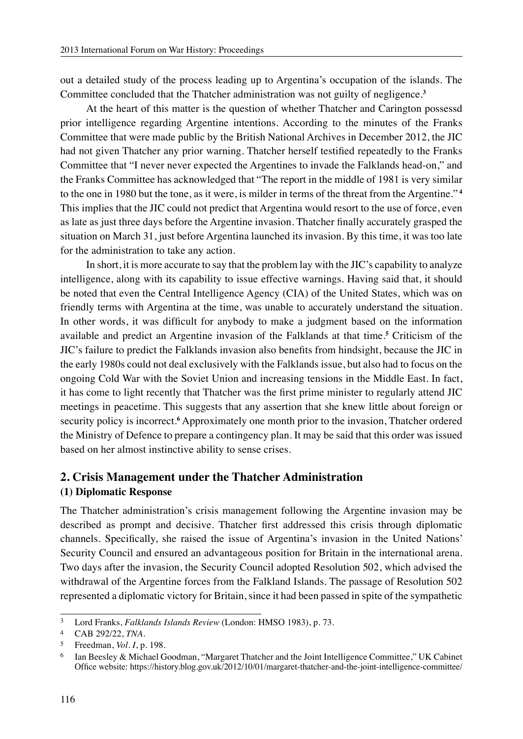out a detailed study of the process leading up to Argentina's occupation of the islands. The Committee concluded that the Thatcher administration was not guilty of negligence.[3]

At the heart of this matter is the question of whether Thatcher and Carington possessd prior intelligence regarding Argentine intentions. According to the minutes of the Franks Committee that were made public by the British National Archives in December 2012, the JIC had not given Thatcher any prior warning. Thatcher herself testified repeatedly to the Franks Committee that "I never never expected the Argentines to invade the Falklands head-on," and the Franks Committee has acknowledged that "The report in the middle of 1981 is very similar to the one in 1980 but the tone, as it were, is milder in terms of the threat from the Argentine."[4] This implies that the JIC could not predict that Argentina would resort to the use of force, even as late as just three days before the Argentine invasion. Thatcher finally accurately grasped the situation on March 31, just before Argentina launched its invasion. By this time, it was too late for the administration to take any action.

In short, it is more accurate to say that the problem lay with the JIC's capability to analyze intelligence, along with its capability to issue effective warnings. Having said that, it should be noted that even the Central Intelligence Agency (CIA) of the United States, which was on friendly terms with Argentina at the time, was unable to accurately understand the situation. In other words, it was difficult for anybody to make a judgment based on the information available and predict an Argentine invasion of the Falklands at that time.[5] Criticism of the JIC's failure to predict the Falklands invasion also benefits from hindsight, because the JIC in the early 1980s could not deal exclusively with the Falklands issue, but also had to focus on the ongoing Cold War with the Soviet Union and increasing tensions in the Middle East. In fact, it has come to light recently that Thatcher was the first prime minister to regularly attend JIC meetings in peacetime. This suggests that any assertion that she knew little about foreign or security policy is incorrect.[6] Approximately one month prior to the invasion, Thatcher ordered the Ministry of Defence to prepare a contingency plan. It may be said that this order was issued based on her almost instinctive ability to sense crises.

## 2. Crisis Management under the Thatcher Administration

### (1) Diplomatic Response

The Thatcher administration's crisis management following the Argentine invasion may be described as prompt and decisive. Thatcher first addressed this crisis through diplomatic channels. Specifically, she raised the issue of Argentina's invasion in the United Nations' Security Council and ensured an advantageous position for Britain in the international arena. Two days after the invasion, the Security Council adopted Resolution 502, which advised the withdrawal of the Argentine forces from the Falkland Islands. The passage of Resolution 502 represented a diplomatic victory for Britain, since it had been passed in spite of the sympathetic

---

[3] Lord Franks, *Falklands Islands Review* (London: HMSO 1983), p. 73.

[4] CAB 292/22, *TNA*.

[5] Freedman, *Vol. I*, p. 198.

[6] Ian Beesley & Michael Goodman, "Margaret Thatcher and the Joint Intelligence Committee," UK Cabinet Office website: https://history.blog.gov.uk/2012/10/01/margaret-thatcher-and-the-joint-intelligence-committee/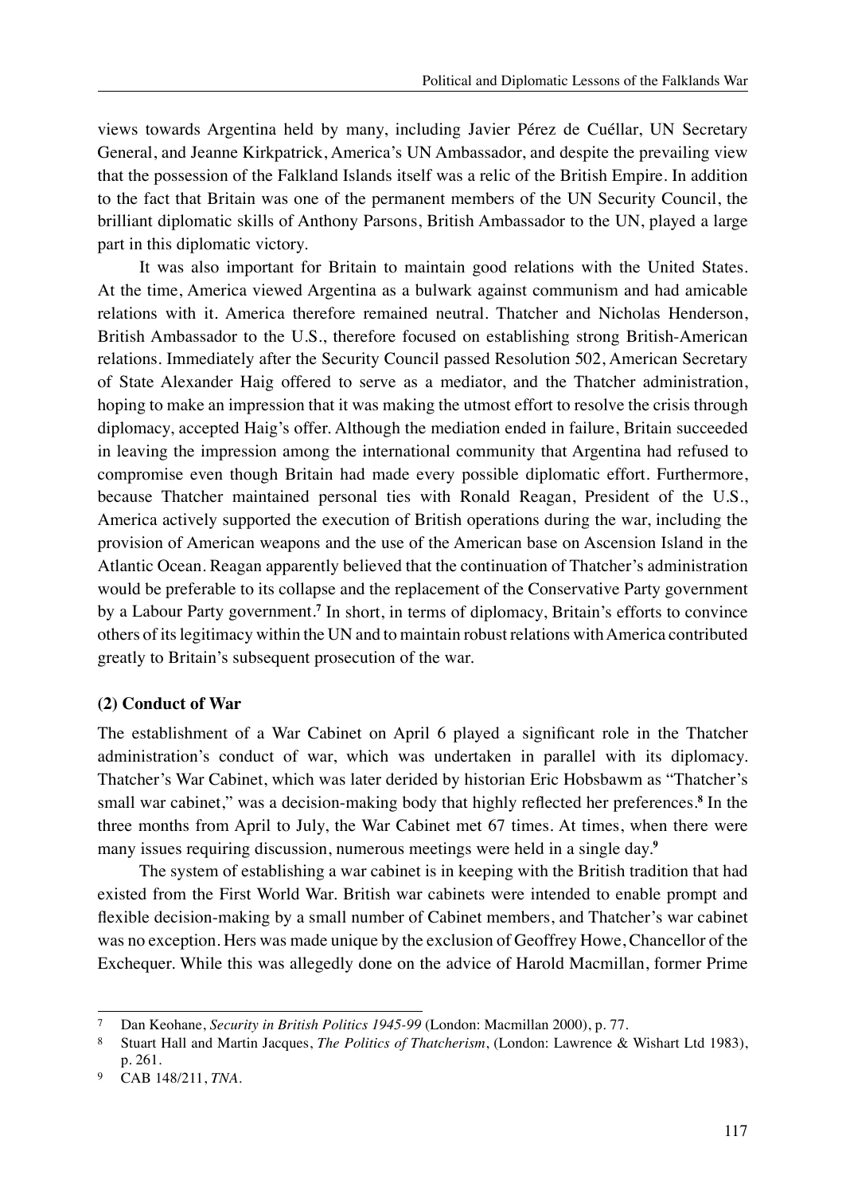views towards Argentina held by many, including Javier Pérez de Cuéllar, UN Secretary General, and Jeanne Kirkpatrick, America's UN Ambassador, and despite the prevailing view that the possession of the Falkland Islands itself was a relic of the British Empire. In addition to the fact that Britain was one of the permanent members of the UN Security Council, the brilliant diplomatic skills of Anthony Parsons, British Ambassador to the UN, played a large part in this diplomatic victory.

It was also important for Britain to maintain good relations with the United States. At the time, America viewed Argentina as a bulwark against communism and had amicable relations with it. America therefore remained neutral. Thatcher and Nicholas Henderson, British Ambassador to the U.S., therefore focused on establishing strong British-American relations. Immediately after the Security Council passed Resolution 502, American Secretary of State Alexander Haig offered to serve as a mediator, and the Thatcher administration, hoping to make an impression that it was making the utmost effort to resolve the crisis through diplomacy, accepted Haig's offer. Although the mediation ended in failure, Britain succeeded in leaving the impression among the international community that Argentina had refused to compromise even though Britain had made every possible diplomatic effort. Furthermore, because Thatcher maintained personal ties with Ronald Reagan, President of the U.S., America actively supported the execution of British operations during the war, including the provision of American weapons and the use of the American base on Ascension Island in the Atlantic Ocean. Reagan apparently believed that the continuation of Thatcher's administration would be preferable to its collapse and the replacement of the Conservative Party government by a Labour Party government.[7] In short, in terms of diplomacy, Britain's efforts to convince others of its legitimacy within the UN and to maintain robust relations with America contributed greatly to Britain's subsequent prosecution of the war.

**(2) Conduct of War**

The establishment of a War Cabinet on April 6 played a significant role in the Thatcher administration's conduct of war, which was undertaken in parallel with its diplomacy. Thatcher's War Cabinet, which was later derided by historian Eric Hobsbawm as "Thatcher's small war cabinet," was a decision-making body that highly reflected her preferences.[8] In the three months from April to July, the War Cabinet met 67 times. At times, when there were many issues requiring discussion, numerous meetings were held in a single day.[9]

The system of establishing a war cabinet is in keeping with the British tradition that had existed from the First World War. British war cabinets were intended to enable prompt and flexible decision-making by a small number of Cabinet members, and Thatcher's war cabinet was no exception. Hers was made unique by the exclusion of Geoffrey Howe, Chancellor of the Exchequer. While this was allegedly done on the advice of Harold Macmillan, former Prime

---

7 Dan Keohane, *Security in British Politics 1945-99* (London: Macmillan 2000), p. 77.

8 Stuart Hall and Martin Jacques, *The Politics of Thatcherism*, (London: Lawrence & Wishart Ltd 1983), p. 261.

9 CAB 148/211, *TNA*.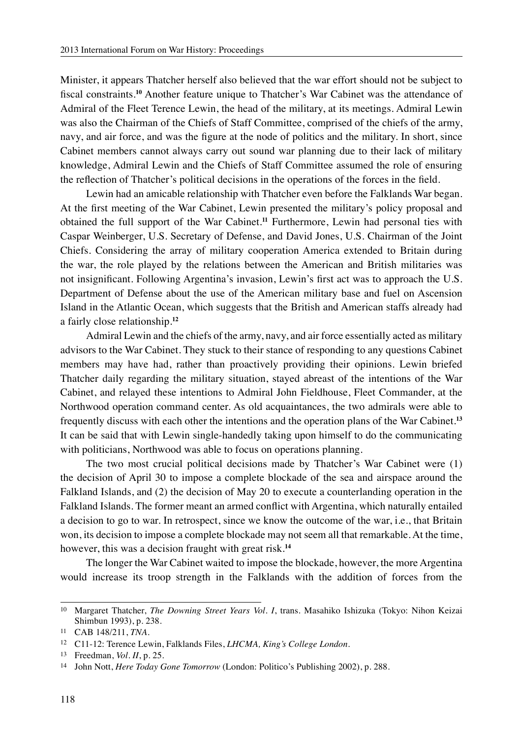Minister, it appears Thatcher herself also believed that the war effort should not be subject to fiscal constraints.[10] Another feature unique to Thatcher's War Cabinet was the attendance of Admiral of the Fleet Terence Lewin, the head of the military, at its meetings. Admiral Lewin was also the Chairman of the Chiefs of Staff Committee, comprised of the chiefs of the army, navy, and air force, and was the figure at the node of politics and the military. In short, since Cabinet members cannot always carry out sound war planning due to their lack of military knowledge, Admiral Lewin and the Chiefs of Staff Committee assumed the role of ensuring the reflection of Thatcher's political decisions in the operations of the forces in the field.

Lewin had an amicable relationship with Thatcher even before the Falklands War began. At the first meeting of the War Cabinet, Lewin presented the military's policy proposal and obtained the full support of the War Cabinet.[11] Furthermore, Lewin had personal ties with Caspar Weinberger, U.S. Secretary of Defense, and David Jones, U.S. Chairman of the Joint Chiefs. Considering the array of military cooperation America extended to Britain during the war, the role played by the relations between the American and British militaries was not insignificant. Following Argentina's invasion, Lewin's first act was to approach the U.S. Department of Defense about the use of the American military base and fuel on Ascension Island in the Atlantic Ocean, which suggests that the British and American staffs already had a fairly close relationship.[12]

Admiral Lewin and the chiefs of the army, navy, and air force essentially acted as military advisors to the War Cabinet. They stuck to their stance of responding to any questions Cabinet members may have had, rather than proactively providing their opinions. Lewin briefed Thatcher daily regarding the military situation, stayed abreast of the intentions of the War Cabinet, and relayed these intentions to Admiral John Fieldhouse, Fleet Commander, at the Northwood operation command center. As old acquaintances, the two admirals were able to frequently discuss with each other the intentions and the operation plans of the War Cabinet.[13] It can be said that with Lewin single-handedly taking upon himself to do the communicating with politicians, Northwood was able to focus on operations planning.

The two most crucial political decisions made by Thatcher's War Cabinet were (1) the decision of April 30 to impose a complete blockade of the sea and airspace around the Falkland Islands, and (2) the decision of May 20 to execute a counterlanding operation in the Falkland Islands. The former meant an armed conflict with Argentina, which naturally entailed a decision to go to war. In retrospect, since we know the outcome of the war, i.e., that Britain won, its decision to impose a complete blockade may not seem all that remarkable. At the time, however, this was a decision fraught with great risk.[14]

The longer the War Cabinet waited to impose the blockade, however, the more Argentina would increase its troop strength in the Falklands with the addition of forces from the

---

[10] Margaret Thatcher, *The Downing Street Years Vol. I*, trans. Masahiko Ishizuka (Tokyo: Nihon Keizai Shimbun 1993), p. 238.

[11] CAB 148/211, *TNA*.

[12] C11-12: Terence Lewin, Falklands Files, *LHCMA, King's College London*.

[13] Freedman, *Vol. II*, p. 25.

[14] John Nott, *Here Today Gone Tomorrow* (London: Politico's Publishing 2002), p. 288.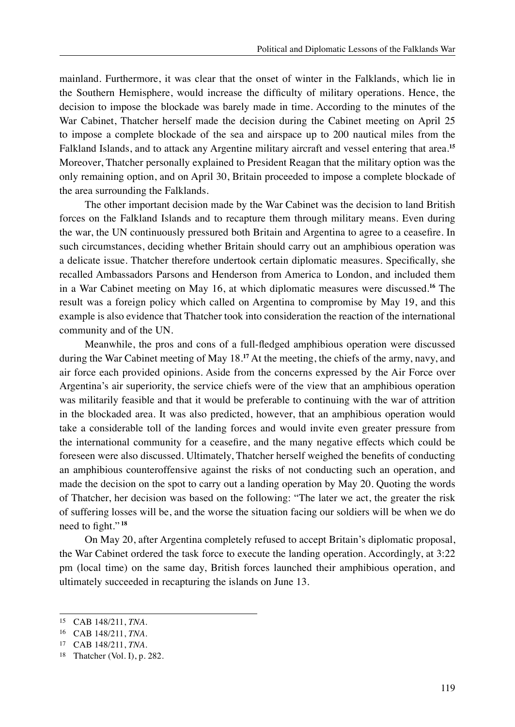mainland. Furthermore, it was clear that the onset of winter in the Falklands, which lie in the Southern Hemisphere, would increase the difficulty of military operations. Hence, the decision to impose the blockade was barely made in time. According to the minutes of the War Cabinet, Thatcher herself made the decision during the Cabinet meeting on April 25 to impose a complete blockade of the sea and airspace up to 200 nautical miles from the Falkland Islands, and to attack any Argentine military aircraft and vessel entering that area.[15] Moreover, Thatcher personally explained to President Reagan that the military option was the only remaining option, and on April 30, Britain proceeded to impose a complete blockade of the area surrounding the Falklands.

The other important decision made by the War Cabinet was the decision to land British forces on the Falkland Islands and to recapture them through military means. Even during the war, the UN continuously pressured both Britain and Argentina to agree to a ceasefire. In such circumstances, deciding whether Britain should carry out an amphibious operation was a delicate issue. Thatcher therefore undertook certain diplomatic measures. Specifically, she recalled Ambassadors Parsons and Henderson from America to London, and included them in a War Cabinet meeting on May 16, at which diplomatic measures were discussed.[16] The result was a foreign policy which called on Argentina to compromise by May 19, and this example is also evidence that Thatcher took into consideration the reaction of the international community and of the UN.

Meanwhile, the pros and cons of a full-fledged amphibious operation were discussed during the War Cabinet meeting of May 18.[17] At the meeting, the chiefs of the army, navy, and air force each provided opinions. Aside from the concerns expressed by the Air Force over Argentina's air superiority, the service chiefs were of the view that an amphibious operation was militarily feasible and that it would be preferable to continuing with the war of attrition in the blockaded area. It was also predicted, however, that an amphibious operation would take a considerable toll of the landing forces and would invite even greater pressure from the international community for a ceasefire, and the many negative effects which could be foreseen were also discussed. Ultimately, Thatcher herself weighed the benefits of conducting an amphibious counteroffensive against the risks of not conducting such an operation, and made the decision on the spot to carry out a landing operation by May 20. Quoting the words of Thatcher, her decision was based on the following: "The later we act, the greater the risk of suffering losses will be, and the worse the situation facing our soldiers will be when we do need to fight."[18]

On May 20, after Argentina completely refused to accept Britain's diplomatic proposal, the War Cabinet ordered the task force to execute the landing operation. Accordingly, at 3:22 pm (local time) on the same day, British forces launched their amphibious operation, and ultimately succeeded in recapturing the islands on June 13.

---

15 CAB 148/211, *TNA*.

16 CAB 148/211, *TNA*.

17 CAB 148/211, *TNA*.

18 Thatcher (Vol. I), p. 282.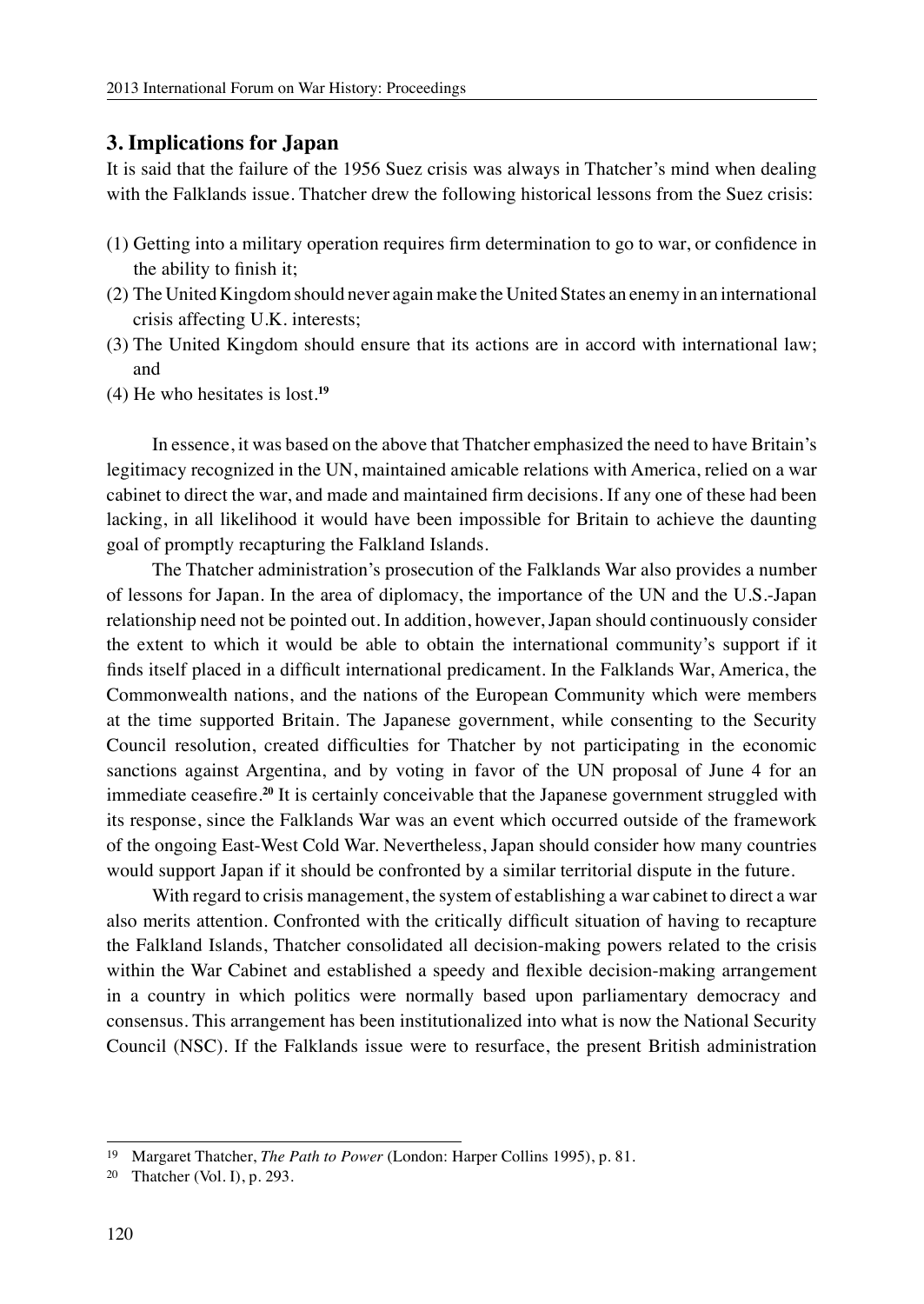## 3. Implications for Japan

It is said that the failure of the 1956 Suez crisis was always in Thatcher's mind when dealing with the Falklands issue. Thatcher drew the following historical lessons from the Suez crisis:

(1) Getting into a military operation requires firm determination to go to war, or confidence in the ability to finish it;
(2) The United Kingdom should never again make the United States an enemy in an international crisis affecting U.K. interests;
(3) The United Kingdom should ensure that its actions are in accord with international law; and
(4) He who hesitates is lost.[19]

In essence, it was based on the above that Thatcher emphasized the need to have Britain's legitimacy recognized in the UN, maintained amicable relations with America, relied on a war cabinet to direct the war, and made and maintained firm decisions. If any one of these had been lacking, in all likelihood it would have been impossible for Britain to achieve the daunting goal of promptly recapturing the Falkland Islands.

The Thatcher administration's prosecution of the Falklands War also provides a number of lessons for Japan. In the area of diplomacy, the importance of the UN and the U.S.-Japan relationship need not be pointed out. In addition, however, Japan should continuously consider the extent to which it would be able to obtain the international community's support if it finds itself placed in a difficult international predicament. In the Falklands War, America, the Commonwealth nations, and the nations of the European Community which were members at the time supported Britain. The Japanese government, while consenting to the Security Council resolution, created difficulties for Thatcher by not participating in the economic sanctions against Argentina, and by voting in favor of the UN proposal of June 4 for an immediate ceasefire.[20] It is certainly conceivable that the Japanese government struggled with its response, since the Falklands War was an event which occurred outside of the framework of the ongoing East-West Cold War. Nevertheless, Japan should consider how many countries would support Japan if it should be confronted by a similar territorial dispute in the future.

With regard to crisis management, the system of establishing a war cabinet to direct a war also merits attention. Confronted with the critically difficult situation of having to recapture the Falkland Islands, Thatcher consolidated all decision-making powers related to the crisis within the War Cabinet and established a speedy and flexible decision-making arrangement in a country in which politics were normally based upon parliamentary democracy and consensus. This arrangement has been institutionalized into what is now the National Security Council (NSC). If the Falklands issue were to resurface, the present British administration

---

19 Margaret Thatcher, *The Path to Power* (London: Harper Collins 1995), p. 81.

20 Thatcher (Vol. I), p. 293.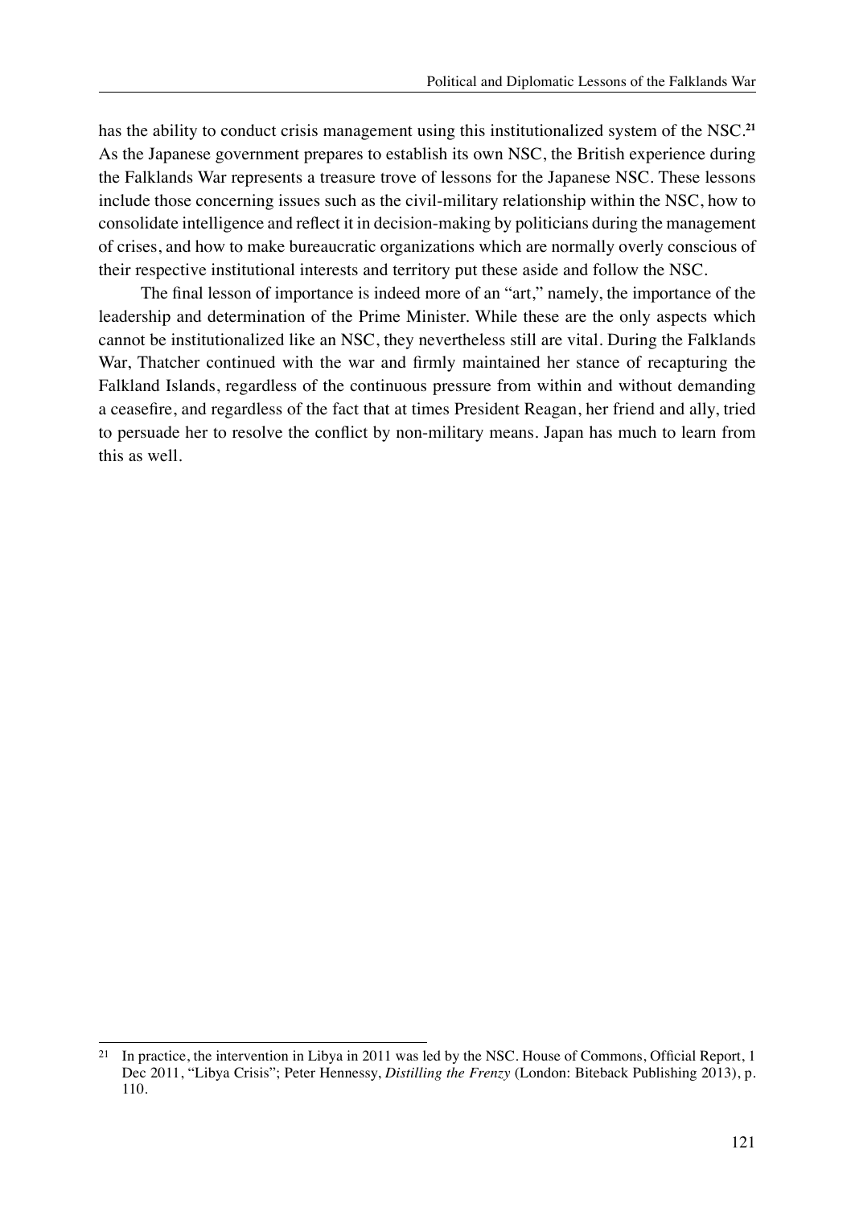has the ability to conduct crisis management using this institutionalized system of the NSC.[21] As the Japanese government prepares to establish its own NSC, the British experience during the Falklands War represents a treasure trove of lessons for the Japanese NSC. These lessons include those concerning issues such as the civil-military relationship within the NSC, how to consolidate intelligence and reflect it in decision-making by politicians during the management of crises, and how to make bureaucratic organizations which are normally overly conscious of their respective institutional interests and territory put these aside and follow the NSC.

The final lesson of importance is indeed more of an "art," namely, the importance of the leadership and determination of the Prime Minister. While these are the only aspects which cannot be institutionalized like an NSC, they nevertheless still are vital. During the Falklands War, Thatcher continued with the war and firmly maintained her stance of recapturing the Falkland Islands, regardless of the continuous pressure from within and without demanding a ceasefire, and regardless of the fact that at times President Reagan, her friend and ally, tried to persuade her to resolve the conflict by non-military means. Japan has much to learn from this as well.

[21] In practice, the intervention in Libya in 2011 was led by the NSC. House of Commons, Official Report, 1 Dec 2011, "Libya Crisis"; Peter Hennessy, *Distilling the Frenzy* (London: Biteback Publishing 2013), p. 110.